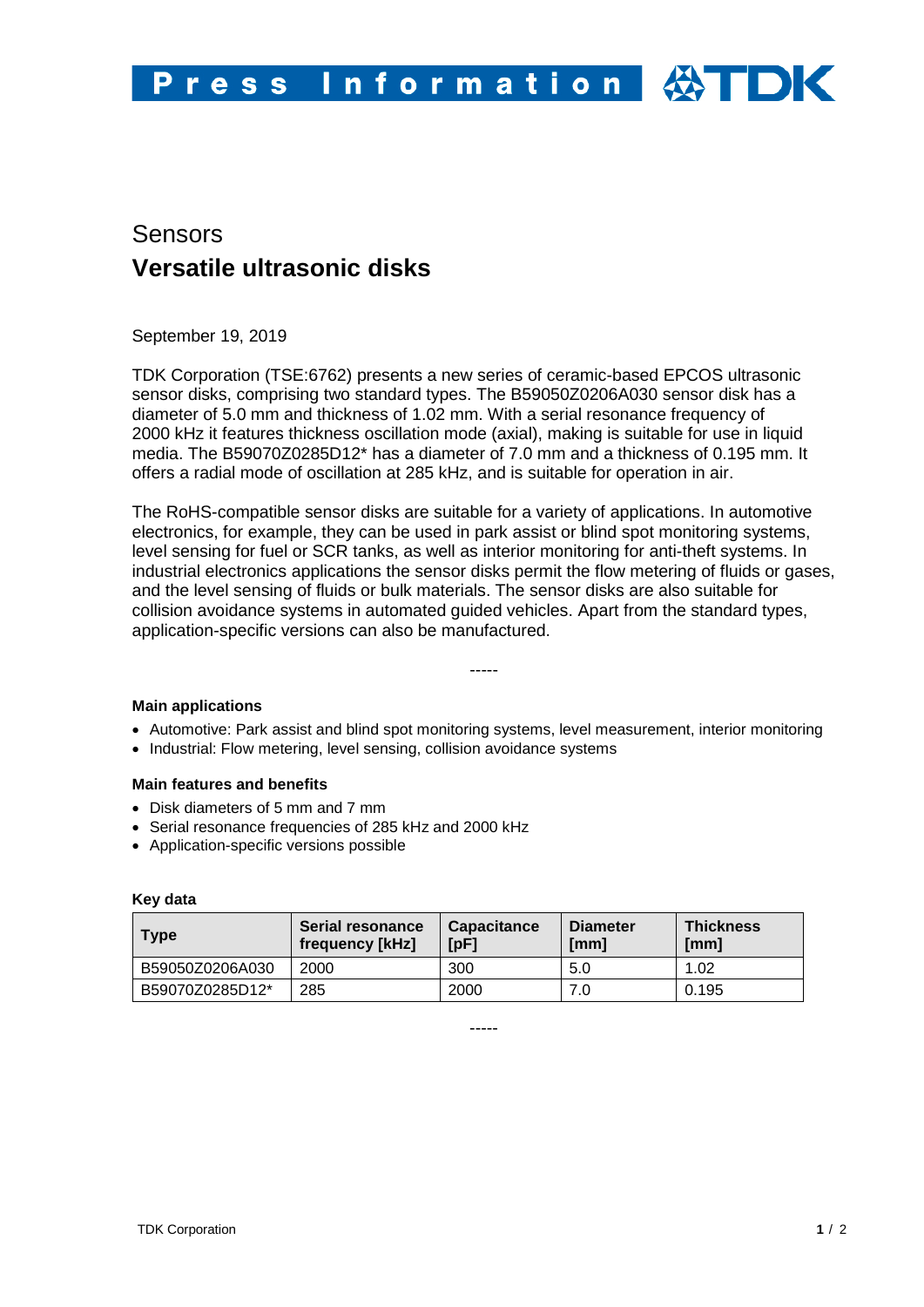# Press Information

## Sensors

# Versatile ultrasonic disks

September 19, 2019

TDK Corporation (TSE:6762) presents a new series of ceramic-based EPCOS ultrasonic sensor disks, comprising two standard types. The B59050Z0206A030 sensor disk has a diameter of 5.0 mm and thickness of 1.02 mm. With a serial resonance frequency of 2000 kHz it features thickness oscillation mode (axial), making is suitable for use in liquid media. The B59070Z0285D12* has a diameter of 7.0 mm and a thickness of 0.195 mm. It offers a radial mode of oscillation at 285 kHz, and is suitable for operation in air.

The RoHS-compatible sensor disks are suitable for a variety of applications. In automotive electronics, for example, they can be used in park assist or blind spot monitoring systems, level sensing for fuel or SCR tanks, as well as interior monitoring for anti-theft systems. In industrial electronics applications the sensor disks permit the flow metering of fluids or gases, and the level sensing of fluids or bulk materials. The sensor disks are also suitable for collision avoidance systems in automated guided vehicles. Apart from the standard types, application-specific versions can also be manufactured.

-----

**Main applications**

- Automotive: Park assist and blind spot monitoring systems, level measurement, interior monitoring
- Industrial: Flow metering, level sensing, collision avoidance systems

**Main features and benefits**

- Disk diameters of 5 mm and 7 mm
- Serial resonance frequencies of 285 kHz and 2000 kHz
- Application-specific versions possible

**Key data**

| Type | Serial resonance frequency [kHz] | Capacitance [pF] | Diameter [mm] | Thickness [mm] |
| --- | --- | --- | --- | --- |
| B59050Z0206A030 | 2000 | 300 | 5.0 | 1.02 |
| B59070Z0285D12* | 285 | 2000 | 7.0 | 0.195 |

-----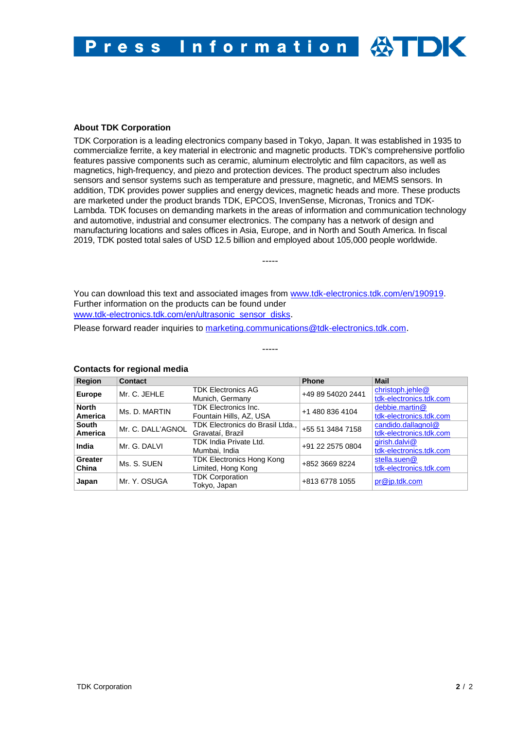**About TDK Corporation**

TDK Corporation is a leading electronics company based in Tokyo, Japan. It was established in 1935 to commercialize ferrite, a key material in electronic and magnetic products. TDK's comprehensive portfolio features passive components such as ceramic, aluminum electrolytic and film capacitors, as well as magnetics, high-frequency, and piezo and protection devices. The product spectrum also includes sensors and sensor systems such as temperature and pressure, magnetic, and MEMS sensors. In addition, TDK provides power supplies and energy devices, magnetic heads and more. These products are marketed under the product brands TDK, EPCOS, InvenSense, Micronas, Tronics and TDK-Lambda. TDK focuses on demanding markets in the areas of information and communication technology and automotive, industrial and consumer electronics. The company has a network of design and manufacturing locations and sales offices in Asia, Europe, and in North and South America. In fiscal 2019, TDK posted total sales of USD 12.5 billion and employed about 105,000 people worldwide.

-----

You can download this text and associated images from www.tdk-electronics.tdk.com/en/190919. Further information on the products can be found under www.tdk-electronics.tdk.com/en/ultrasonic_sensor_disks.

Please forward reader inquiries to marketing.communications@tdk-electronics.tdk.com.

-----

**Contacts for regional media**

| Region | Contact | | Phone | Mail |
|---|---|---|---|---|
| **Europe** | Mr. C. JEHLE | TDK Electronics AG<br>Munich, Germany | +49 89 54020 2441 | christoph.jehle@<br>tdk-electronics.tdk.com |
| **North America** | Ms. D. MARTIN | TDK Electronics Inc.<br>Fountain Hills, AZ, USA | +1 480 836 4104 | debbie.martin@<br>tdk-electronics.tdk.com |
| **South America** | Mr. C. DALL'AGNOL | TDK Electronics do Brasil Ltda.,<br>Gravataí, Brazil | +55 51 3484 7158 | candido.dallagnol@<br>tdk-electronics.tdk.com |
| **India** | Mr. G. DALVI | TDK India Private Ltd.<br>Mumbai, India | +91 22 2575 0804 | girish.dalvi@<br>tdk-electronics.tdk.com |
| **Greater China** | Ms. S. SUEN | TDK Electronics Hong Kong<br>Limited, Hong Kong | +852 3669 8224 | stella.suen@<br>tdk-electronics.tdk.com |
| **Japan** | Mr. Y. OSUGA | TDK Corporation<br>Tokyo, Japan | +813 6778 1055 | pr@jp.tdk.com |